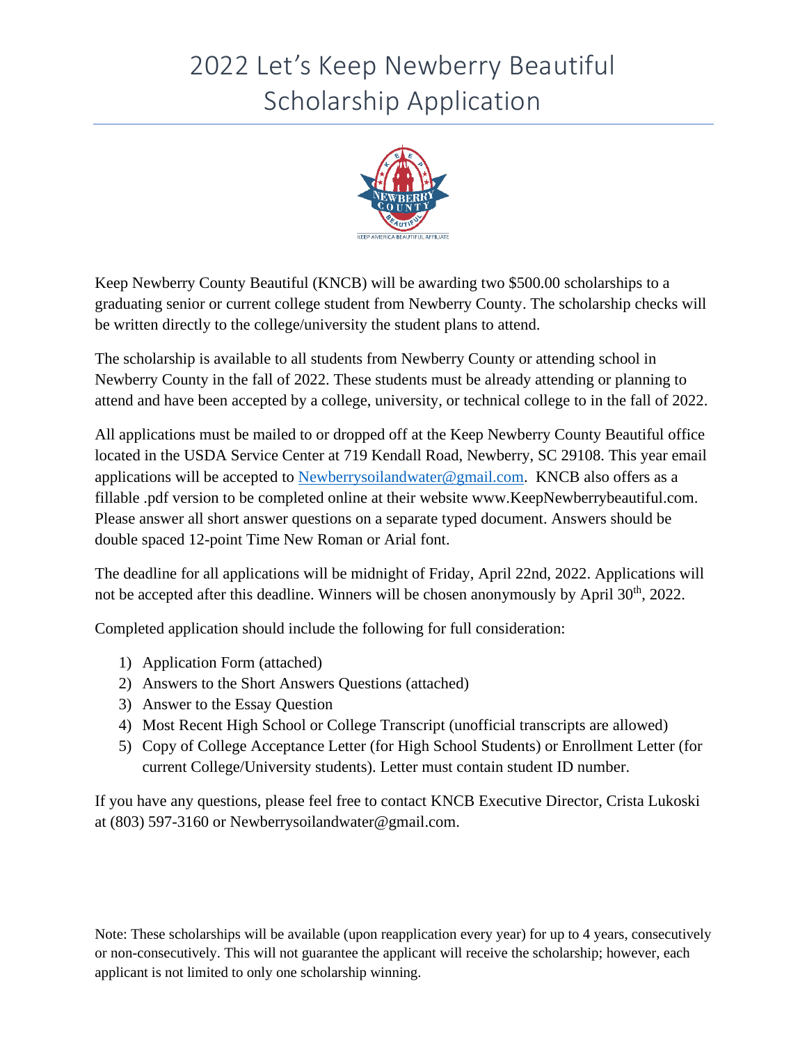# 2022 Let's Keep Newberry Beautiful Scholarship Application

Keep Newberry County Beautiful (KNCB) will be awarding two $500.00 scholarships to a graduating senior or current college student from Newberry County. The scholarship checks will be written directly to the college/university the student plans to attend.

The scholarship is available to all students from Newberry County or attending school in Newberry County in the fall of 2022. These students must be already attending or planning to attend and have been accepted by a college, university, or technical college to in the fall of 2022.

All applications must be mailed to or dropped off at the Keep Newberry County Beautiful office located in the USDA Service Center at 719 Kendall Road, Newberry, SC 29108. This year email applications will be accepted to [Newberrysoilandwater@gmail.com](mailto:Newberrysoilandwater@gmail.com). KNCB also offers as a fillable .pdf version to be completed online at their website www.KeepNewberrybeautiful.com. Please answer all short answer questions on a separate typed document. Answers should be double spaced 12-point Time New Roman or Arial font.

The deadline for all applications will be midnight of Friday, April 22nd, 2022. Applications will not be accepted after this deadline. Winners will be chosen anonymously by April 30th, 2022.

Completed application should include the following for full consideration:

1) Application Form (attached)
2) Answers to the Short Answers Questions (attached)
3) Answer to the Essay Question
4) Most Recent High School or College Transcript (unofficial transcripts are allowed)
5) Copy of College Acceptance Letter (for High School Students) or Enrollment Letter (for current College/University students). Letter must contain student ID number.

If you have any questions, please feel free to contact KNCB Executive Director, Crista Lukoski at (803) 597-3160 or Newberrysoilandwater@gmail.com.

Note: These scholarships will be available (upon reapplication every year) for up to 4 years, consecutively or non-consecutively. This will not guarantee the applicant will receive the scholarship; however, each applicant is not limited to only one scholarship winning.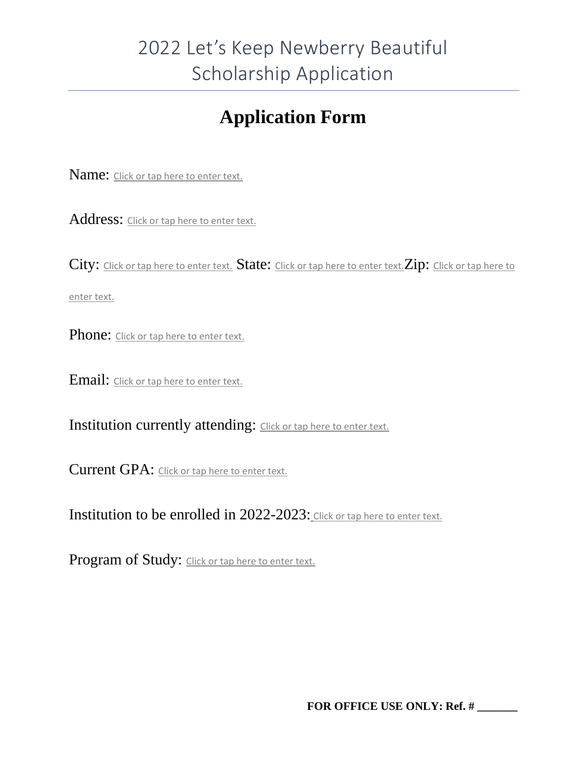# 2022 Let's Keep Newberry Beautiful Scholarship Application

## Application Form

Name: Click or tap here to enter text.

Address: Click or tap here to enter text.

City: Click or tap here to enter text. State: Click or tap here to enter text. Zip: Click or tap here to enter text.

Phone: Click or tap here to enter text.

Email: Click or tap here to enter text.

Institution currently attending: Click or tap here to enter text.

Current GPA: Click or tap here to enter text.

Institution to be enrolled in 2022-2023: Click or tap here to enter text.

Program of Study: Click or tap here to enter text.

**FOR OFFICE USE ONLY: Ref. # _______**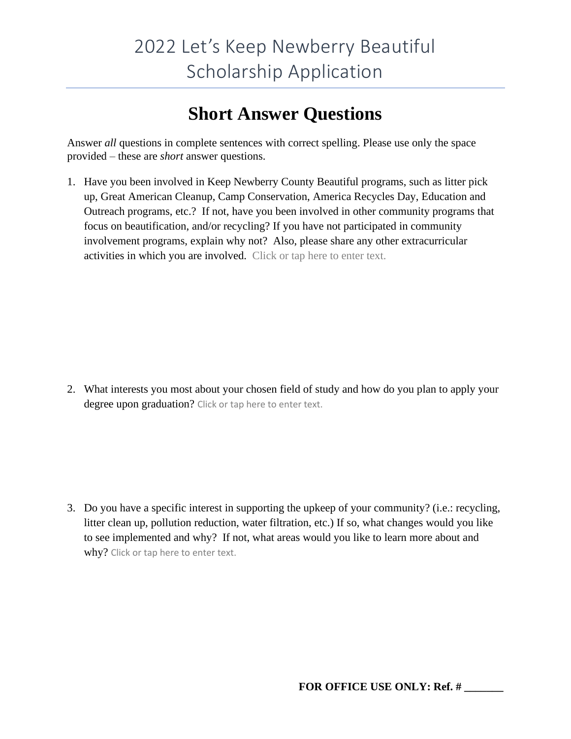# 2022 Let's Keep Newberry Beautiful Scholarship Application

## Short Answer Questions

Answer *all* questions in complete sentences with correct spelling. Please use only the space provided – these are *short* answer questions.

1. Have you been involved in Keep Newberry County Beautiful programs, such as litter pick up, Great American Cleanup, Camp Conservation, America Recycles Day, Education and Outreach programs, etc.? If not, have you been involved in other community programs that focus on beautification, and/or recycling? If you have not participated in community involvement programs, explain why not? Also, please share any other extracurricular activities in which you are involved. Click or tap here to enter text.

2. What interests you most about your chosen field of study and how do you plan to apply your degree upon graduation? Click or tap here to enter text.

3. Do you have a specific interest in supporting the upkeep of your community? (i.e.: recycling, litter clean up, pollution reduction, water filtration, etc.) If so, what changes would you like to see implemented and why? If not, what areas would you like to learn more about and why? Click or tap here to enter text.

**FOR OFFICE USE ONLY: Ref. # _______**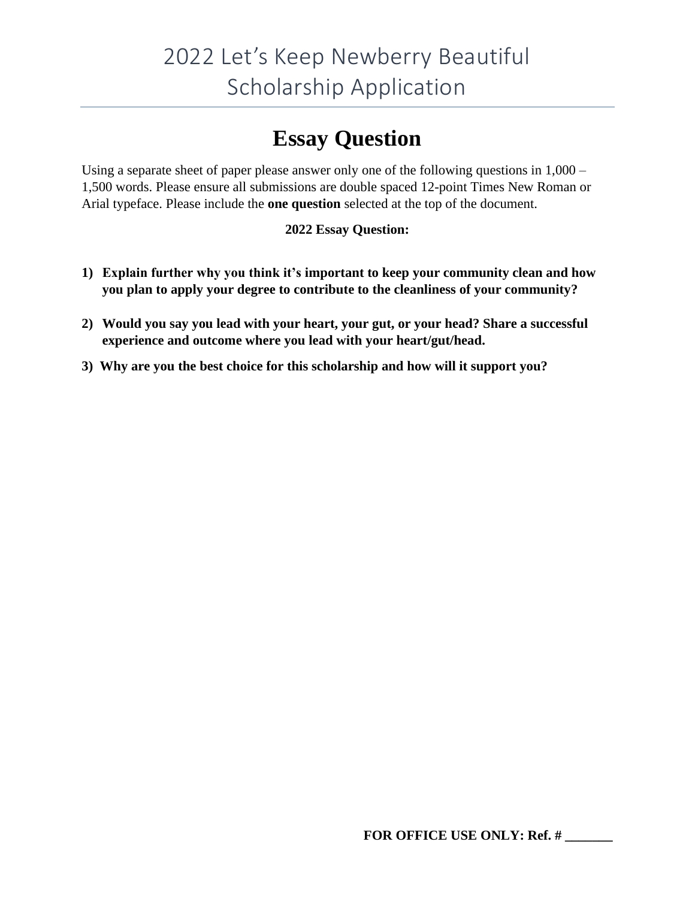# 2022 Let's Keep Newberry Beautiful Scholarship Application

## Essay Question

Using a separate sheet of paper please answer only one of the following questions in 1,000 – 1,500 words. Please ensure all submissions are double spaced 12-point Times New Roman or Arial typeface. Please include the **one question** selected at the top of the document.

**2022 Essay Question:**

1) **Explain further why you think it's important to keep your community clean and how you plan to apply your degree to contribute to the cleanliness of your community?**
2) **Would you say you lead with your heart, your gut, or your head? Share a successful experience and outcome where you lead with your heart/gut/head.**
3) **Why are you the best choice for this scholarship and how will it support you?**

**FOR OFFICE USE ONLY: Ref. # _______**